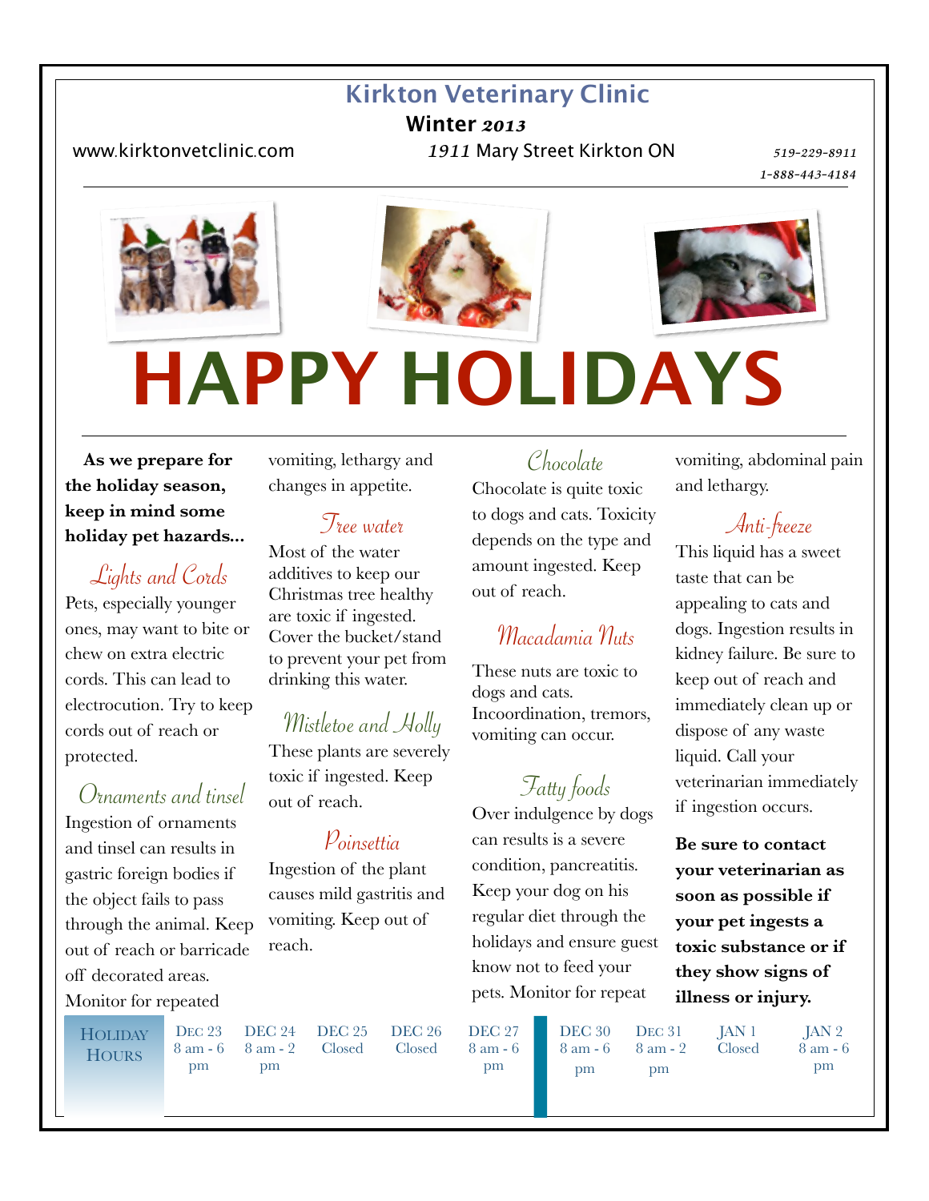# Kirkton Veterinary Clinic

**Winter *2013***

www.kirktonvetclinic.com

*1911* Mary Street Kirkton ON

*519-229-8911*

*1-888-443-4184*

# HAPPY HOLIDAYS

**As we prepare for the holiday season, keep in mind some holiday pet hazards...**

## *Lights and Cords*

Pets, especially younger ones, may want to bite or chew on extra electric cords. This can lead to electrocution. Try to keep cords out of reach or protected.

## *Ornaments and tinsel*

Ingestion of ornaments and tinsel can results in gastric foreign bodies if the object fails to pass through the animal. Keep out of reach or barricade off decorated areas. Monitor for repeated vomiting, lethargy and changes in appetite.

## *Tree water*

Most of the water additives to keep our Christmas tree healthy are toxic if ingested. Cover the bucket/stand to prevent your pet from drinking this water.

## *Mistletoe and Holly*

These plants are severely toxic if ingested. Keep out of reach.

## *Poinsettia*

Ingestion of the plant causes mild gastritis and vomiting. Keep out of reach.

## *Chocolate*

Chocolate is quite toxic to dogs and cats. Toxicity depends on the type and amount ingested. Keep out of reach.

## *Macadamia Nuts*

These nuts are toxic to dogs and cats. Incoordination, tremors, vomiting can occur.

## *Fatty foods*

Over indulgence by dogs can results is a severe condition, pancreatitis. Keep your dog on his regular diet through the holidays and ensure guest know not to feed your pets. Monitor for repeat vomiting, abdominal pain and lethargy.

## *Anti-freeze*

This liquid has a sweet taste that can be appealing to cats and dogs. Ingestion results in kidney failure. Be sure to keep out of reach and immediately clean up or dispose of any waste liquid. Call your veterinarian immediately if ingestion occurs.

**Be sure to contact your veterinarian as soon as possible if your pet ingests a toxic substance or if they show signs of illness or injury.**

| Holiday Hours | Dec 23 | DEC 24 | DEC 25 | DEC 26 | DEC 27 | DEC 30 | Dec 31 | JAN 1 | JAN 2 |
|---|---|---|---|---|---|---|---|---|---|
| | 8 am - 6 pm | 8 am - 2 pm | Closed | Closed | 8 am - 6 pm | 8 am - 6 pm | 8 am - 2 pm | Closed | 8 am - 6 pm |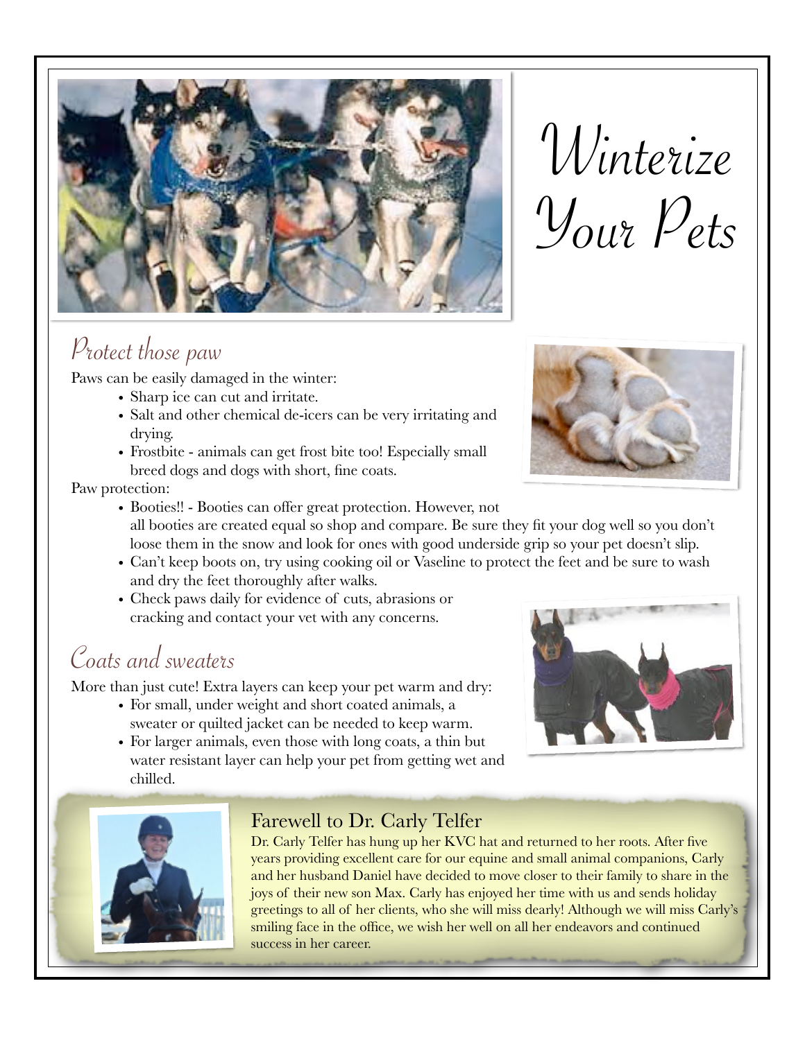# Winterize Your Pets

## Protect those paw

Paws can be easily damaged in the winter:

- Sharp ice can cut and irritate.
- Salt and other chemical de-icers can be very irritating and drying.
- Frostbite - animals can get frost bite too! Especially small breed dogs and dogs with short, fine coats.

Paw protection:

- Booties!! - Booties can offer great protection. However, not all booties are created equal so shop and compare. Be sure they fit your dog well so you don't loose them in the snow and look for ones with good underside grip so your pet doesn't slip.
- Can't keep boots on, try using cooking oil or Vaseline to protect the feet and be sure to wash and dry the feet thoroughly after walks.
- Check paws daily for evidence of cuts, abrasions or cracking and contact your vet with any concerns.

## Coats and sweaters

More than just cute! Extra layers can keep your pet warm and dry:

- For small, under weight and short coated animals, a sweater or quilted jacket can be needed to keep warm.
- For larger animals, even those with long coats, a thin but water resistant layer can help your pet from getting wet and chilled.

### Farewell to Dr. Carly Telfer

Dr. Carly Telfer has hung up her KVC hat and returned to her roots. After five years providing excellent care for our equine and small animal companions, Carly and her husband Daniel have decided to move closer to their family to share in the joys of their new son Max. Carly has enjoyed her time with us and sends holiday greetings to all of her clients, who she will miss dearly! Although we will miss Carly's smiling face in the office, we wish her well on all her endeavors and continued success in her career.